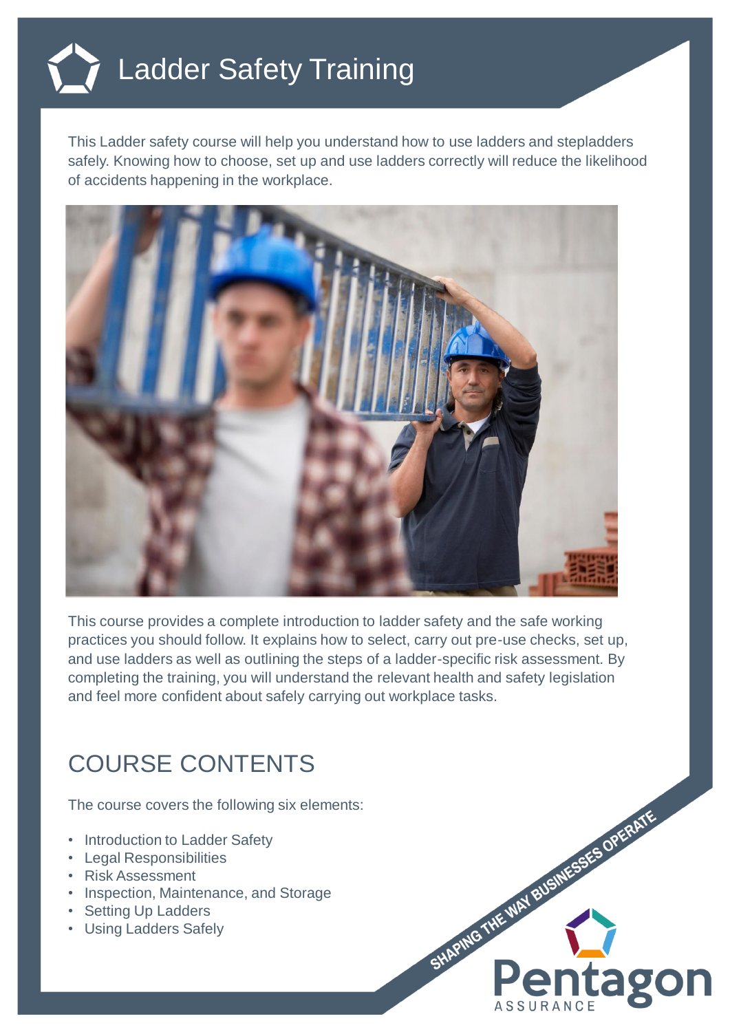# Ladder Safety Training

This Ladder safety course will help you understand how to use ladders and stepladders safely. Knowing how to choose, set up and use ladders correctly will reduce the likelihood of accidents happening in the workplace.

This course provides a complete introduction to ladder safety and the safe working practices you should follow. It explains how to select, carry out pre-use checks, set up, and use ladders as well as outlining the steps of a ladder-specific risk assessment. By completing the training, you will understand the relevant health and safety legislation and feel more confident about safely carrying out workplace tasks.

## COURSE CONTENTS

The course covers the following six elements:

- Introduction to Ladder Safety
- Legal Responsibilities
- Risk Assessment
- Inspection, Maintenance, and Storage
- Setting Up Ladders
- Using Ladders Safely

SHAPING THE WAY BUSINESSES OPERATE

Pentagon ASSURANCE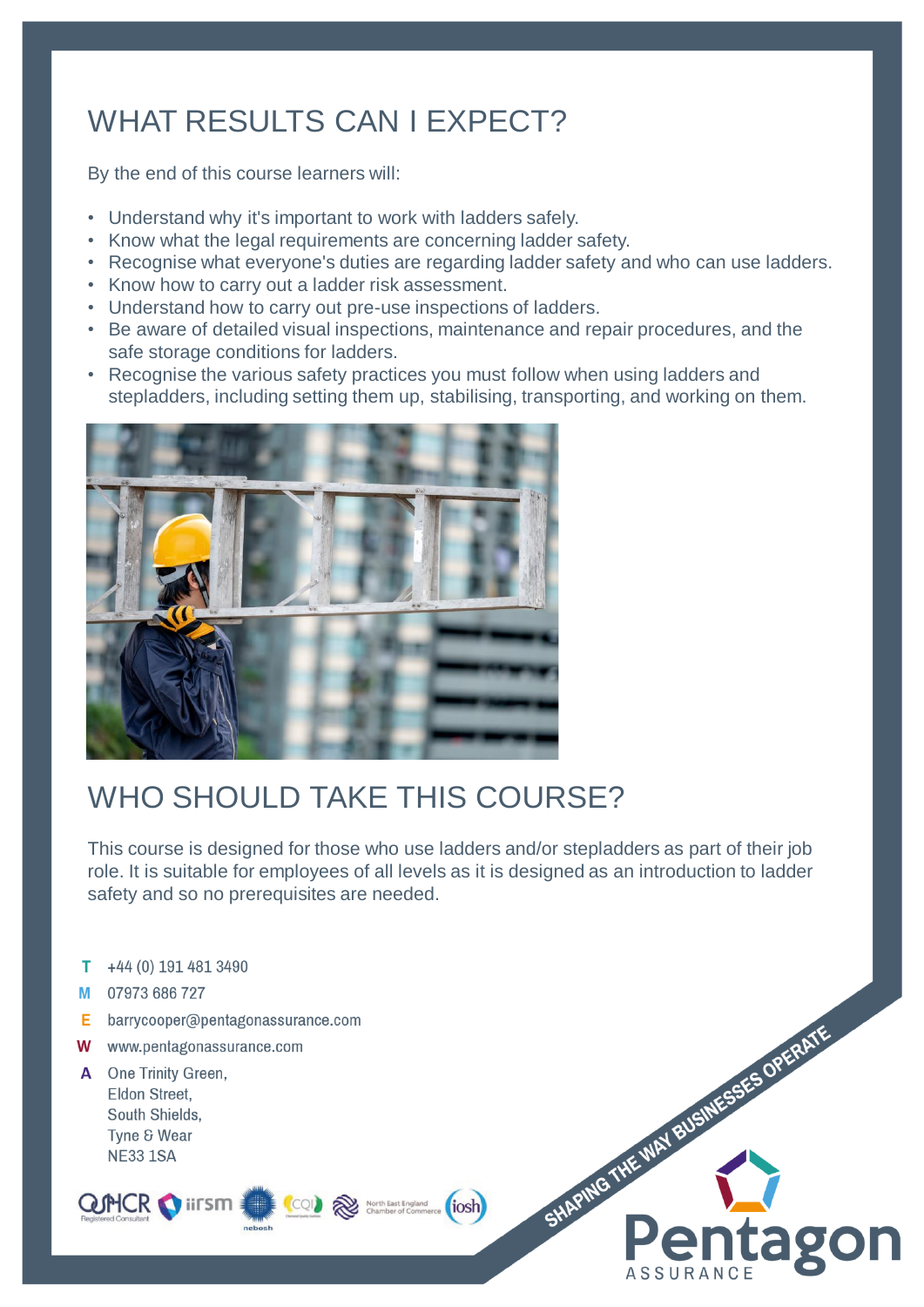# WHAT RESULTS CAN I EXPECT?

By the end of this course learners will:

- Understand why it's important to work with ladders safely.
- Know what the legal requirements are concerning ladder safety.
- Recognise what everyone's duties are regarding ladder safety and who can use ladders.
- Know how to carry out a ladder risk assessment.
- Understand how to carry out pre-use inspections of ladders.
- Be aware of detailed visual inspections, maintenance and repair procedures, and the safe storage conditions for ladders.
- Recognise the various safety practices you must follow when using ladders and stepladders, including setting them up, stabilising, transporting, and working on them.

# WHO SHOULD TAKE THIS COURSE?

This course is designed for those who use ladders and/or stepladders as part of their job role. It is suitable for employees of all levels as it is designed as an introduction to ladder safety and so no prerequisites are needed.

**T** +44 (0) 191 481 3490
**M** 07973 686 727
**E** barrycooper@pentagonassurance.com
**W** www.pentagonassurance.com
**A** One Trinity Green,
Eldon Street,
South Shields,
Tyne & Wear
NE33 1SA

SHAPING THE WAY BUSINESSES OPERATE

Pentagon ASSURANCE